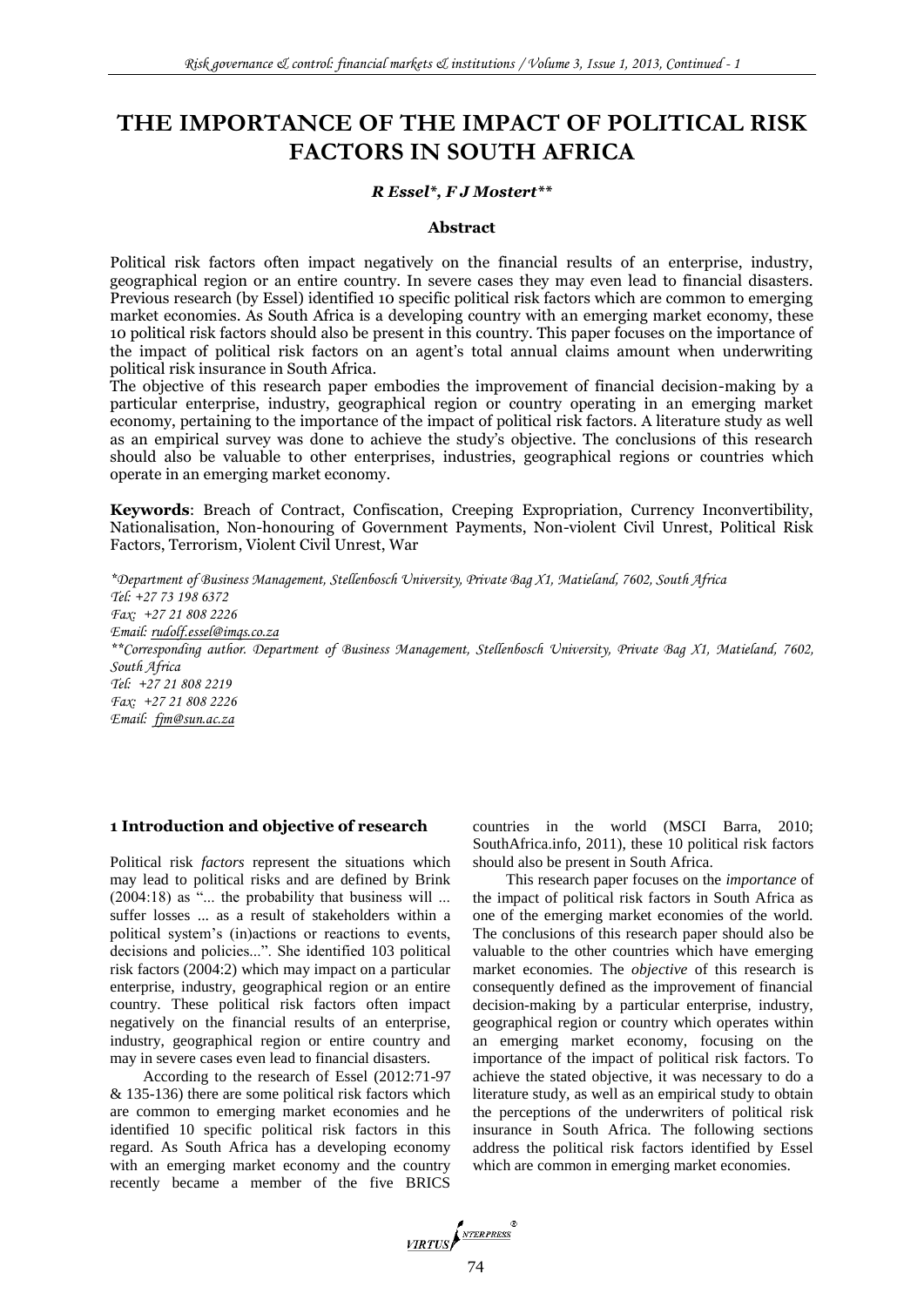# THE IMPORTANCE OF THE IMPACT OF POLITICAL RISK FACTORS IN SOUTH AFRICA

***R Essel\*, F J Mostert\*\****

### Abstract

Political risk factors often impact negatively on the financial results of an enterprise, industry, geographical region or an entire country. In severe cases they may even lead to financial disasters. Previous research (by Essel) identified 10 specific political risk factors which are common to emerging market economies. As South Africa is a developing country with an emerging market economy, these 10 political risk factors should also be present in this country. This paper focuses on the importance of the impact of political risk factors on an agent's total annual claims amount when underwriting political risk insurance in South Africa.

The objective of this research paper embodies the improvement of financial decision-making by a particular enterprise, industry, geographical region or country operating in an emerging market economy, pertaining to the importance of the impact of political risk factors. A literature study as well as an empirical survey was done to achieve the study's objective. The conclusions of this research should also be valuable to other enterprises, industries, geographical regions or countries which operate in an emerging market economy.

**Keywords**: Breach of Contract, Confiscation, Creeping Expropriation, Currency Inconvertibility, Nationalisation, Non-honouring of Government Payments, Non-violent Civil Unrest, Political Risk Factors, Terrorism, Violent Civil Unrest, War

*\*Department of Business Management, Stellenbosch University, Private Bag X1, Matieland, 7602, South Africa*
*Tel: +27 73 198 6372*
*Fax: +27 21 808 2226*
*Email: rudolf.essel@imqs.co.za*
*\*\*Corresponding author. Department of Business Management, Stellenbosch University, Private Bag X1, Matieland, 7602, South Africa*
*Tel: +27 21 808 2219*
*Fax: +27 21 808 2226*
*Email: fjm@sun.ac.za*

## 1 Introduction and objective of research

Political risk *factors* represent the situations which may lead to political risks and are defined by Brink (2004:18) as "... the probability that business will ... suffer losses ... as a result of stakeholders within a political system's (in)actions or reactions to events, decisions and policies...". She identified 103 political risk factors (2004:2) which may impact on a particular enterprise, industry, geographical region or an entire country. These political risk factors often impact negatively on the financial results of an enterprise, industry, geographical region or entire country and may in severe cases even lead to financial disasters.

According to the research of Essel (2012:71-97 & 135-136) there are some political risk factors which are common to emerging market economies and he identified 10 specific political risk factors in this regard. As South Africa has a developing economy with an emerging market economy and the country recently became a member of the five BRICS countries in the world (MSCI Barra, 2010; SouthAfrica.info, 2011), these 10 political risk factors should also be present in South Africa.

This research paper focuses on the *importance* of the impact of political risk factors in South Africa as one of the emerging market economies of the world. The conclusions of this research paper should also be valuable to the other countries which have emerging market economies. The *objective* of this research is consequently defined as the improvement of financial decision-making by a particular enterprise, industry, geographical region or country which operates within an emerging market economy, focusing on the importance of the impact of political risk factors. To achieve the stated objective, it was necessary to do a literature study, as well as an empirical study to obtain the perceptions of the underwriters of political risk insurance in South Africa. The following sections address the political risk factors identified by Essel which are common in emerging market economies.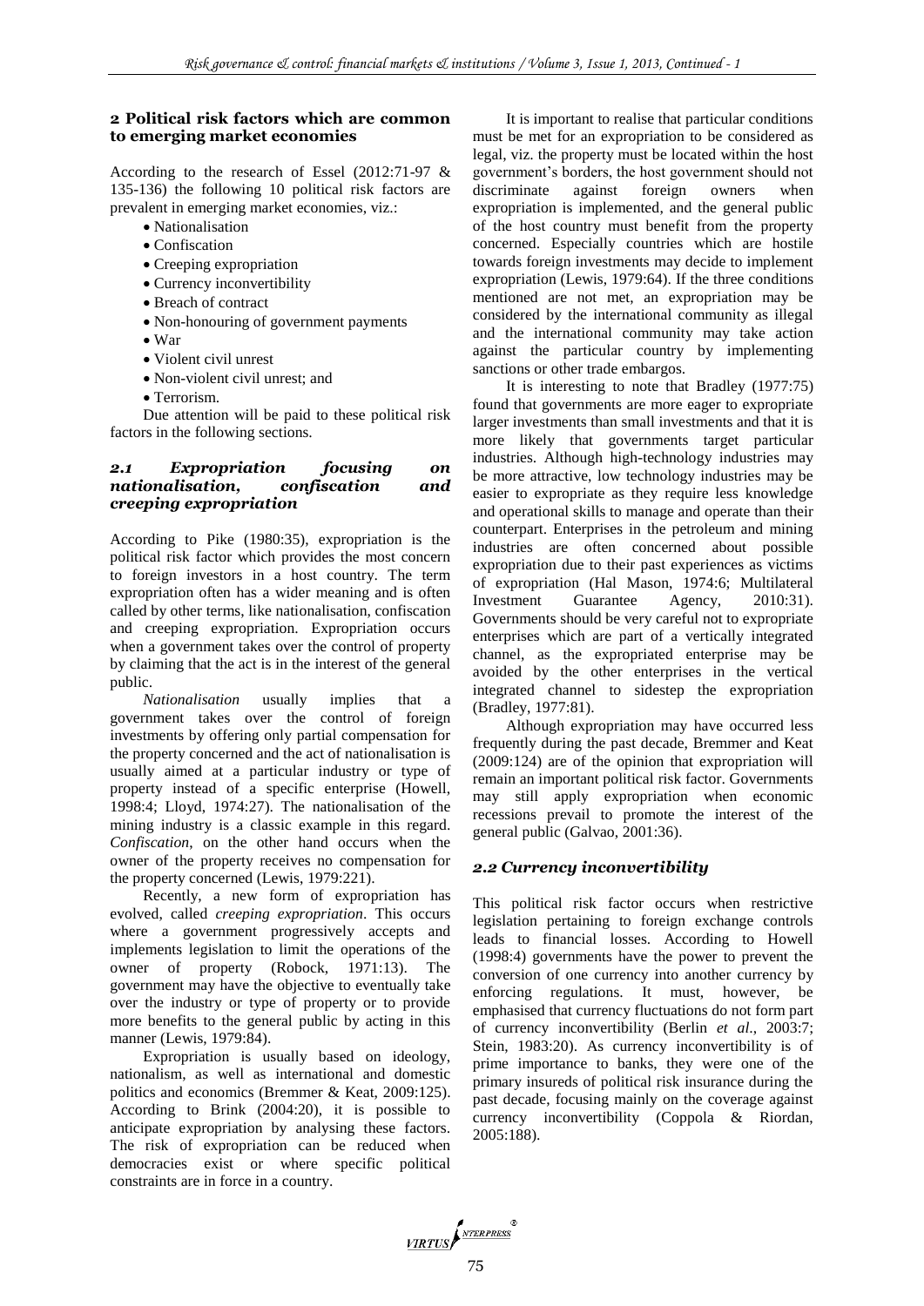## 2 Political risk factors which are common to emerging market economies

According to the research of Essel (2012:71-97 & 135-136) the following 10 political risk factors are prevalent in emerging market economies, viz.:

- Nationalisation
- Confiscation
- Creeping expropriation
- Currency inconvertibility
- Breach of contract
- Non-honouring of government payments
- War
- Violent civil unrest
- Non-violent civil unrest; and
- Terrorism.

Due attention will be paid to these political risk factors in the following sections.

### 2.1 Expropriation focusing on nationalisation, confiscation and creeping expropriation

According to Pike (1980:35), expropriation is the political risk factor which provides the most concern to foreign investors in a host country. The term expropriation often has a wider meaning and is often called by other terms, like nationalisation, confiscation and creeping expropriation. Expropriation occurs when a government takes over the control of property by claiming that the act is in the interest of the general public.

*Nationalisation* usually implies that a government takes over the control of foreign investments by offering only partial compensation for the property concerned and the act of nationalisation is usually aimed at a particular industry or type of property instead of a specific enterprise (Howell, 1998:4; Lloyd, 1974:27). The nationalisation of the mining industry is a classic example in this regard. *Confiscation*, on the other hand occurs when the owner of the property receives no compensation for the property concerned (Lewis, 1979:221).

Recently, a new form of expropriation has evolved, called *creeping expropriation*. This occurs where a government progressively accepts and implements legislation to limit the operations of the owner of property (Robock, 1971:13). The government may have the objective to eventually take over the industry or type of property or to provide more benefits to the general public by acting in this manner (Lewis, 1979:84).

Expropriation is usually based on ideology, nationalism, as well as international and domestic politics and economics (Bremmer & Keat, 2009:125). According to Brink (2004:20), it is possible to anticipate expropriation by analysing these factors. The risk of expropriation can be reduced when democracies exist or where specific political constraints are in force in a country.

It is important to realise that particular conditions must be met for an expropriation to be considered as legal, viz. the property must be located within the host government's borders, the host government should not discriminate against foreign owners when expropriation is implemented, and the general public of the host country must benefit from the property concerned. Especially countries which are hostile towards foreign investments may decide to implement expropriation (Lewis, 1979:64). If the three conditions mentioned are not met, an expropriation may be considered by the international community as illegal and the international community may take action against the particular country by implementing sanctions or other trade embargos.

It is interesting to note that Bradley (1977:75) found that governments are more eager to expropriate larger investments than small investments and that it is more likely that governments target particular industries. Although high-technology industries may be more attractive, low technology industries may be easier to expropriate as they require less knowledge and operational skills to manage and operate than their counterpart. Enterprises in the petroleum and mining industries are often concerned about possible expropriation due to their past experiences as victims of expropriation (Hal Mason, 1974:6; Multilateral Investment Guarantee Agency, 2010:31). Governments should be very careful not to expropriate enterprises which are part of a vertically integrated channel, as the expropriated enterprise may be avoided by the other enterprises in the vertical integrated channel to sidestep the expropriation (Bradley, 1977:81).

Although expropriation may have occurred less frequently during the past decade, Bremmer and Keat (2009:124) are of the opinion that expropriation will remain an important political risk factor. Governments may still apply expropriation when economic recessions prevail to promote the interest of the general public (Galvao, 2001:36).

### 2.2 Currency inconvertibility

This political risk factor occurs when restrictive legislation pertaining to foreign exchange controls leads to financial losses. According to Howell (1998:4) governments have the power to prevent the conversion of one currency into another currency by enforcing regulations. It must, however, be emphasised that currency fluctuations do not form part of currency inconvertibility (Berlin *et al.*, 2003:7; Stein, 1983:20). As currency inconvertibility is of prime importance to banks, they were one of the primary insureds of political risk insurance during the past decade, focusing mainly on the coverage against currency inconvertibility (Coppola & Riordan, 2005:188).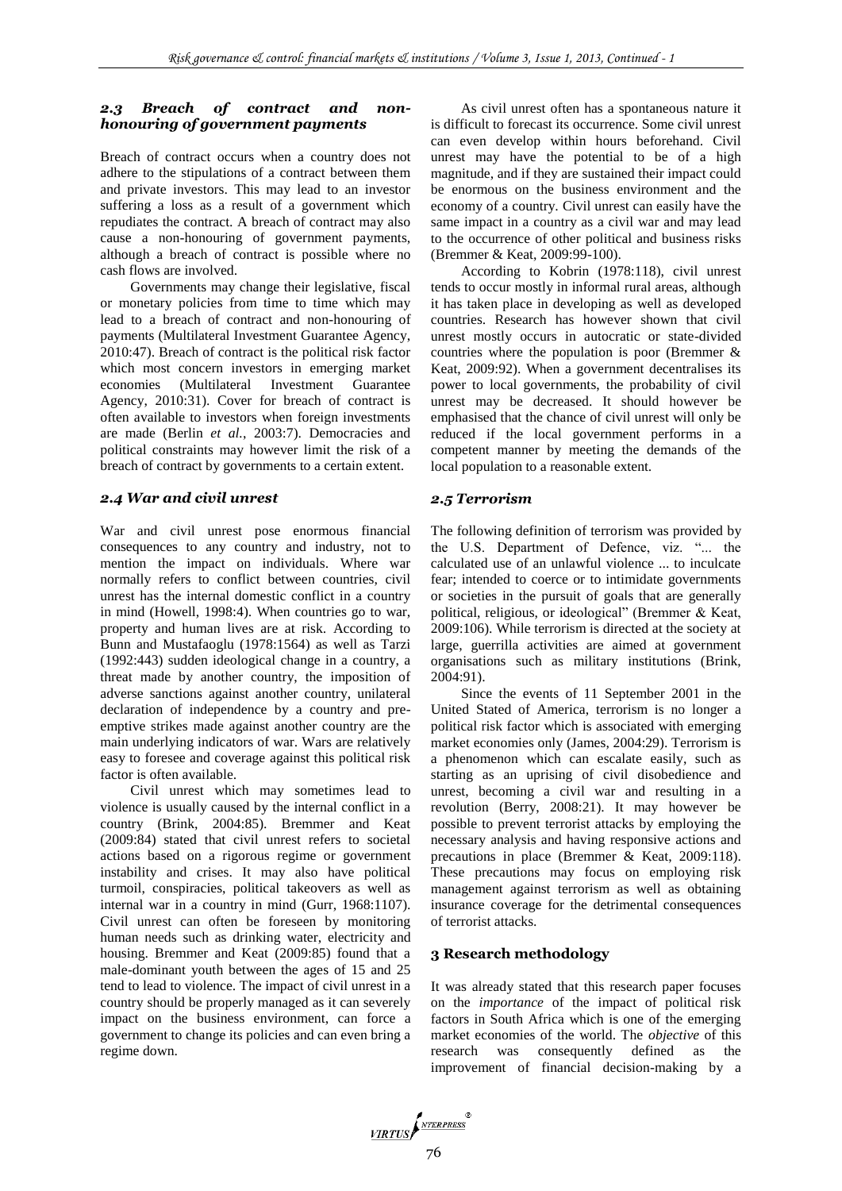### *2.3 Breach of contract and non-honouring of government payments*

Breach of contract occurs when a country does not adhere to the stipulations of a contract between them and private investors. This may lead to an investor suffering a loss as a result of a government which repudiates the contract. A breach of contract may also cause a non-honouring of government payments, although a breach of contract is possible where no cash flows are involved.

Governments may change their legislative, fiscal or monetary policies from time to time which may lead to a breach of contract and non-honouring of payments (Multilateral Investment Guarantee Agency, 2010:47). Breach of contract is the political risk factor which most concern investors in emerging market economies (Multilateral Investment Guarantee Agency, 2010:31). Cover for breach of contract is often available to investors when foreign investments are made (Berlin *et al.*, 2003:7). Democracies and political constraints may however limit the risk of a breach of contract by governments to a certain extent.

### *2.4 War and civil unrest*

War and civil unrest pose enormous financial consequences to any country and industry, not to mention the impact on individuals. Where war normally refers to conflict between countries, civil unrest has the internal domestic conflict in a country in mind (Howell, 1998:4). When countries go to war, property and human lives are at risk. According to Bunn and Mustafaoglu (1978:1564) as well as Tarzi (1992:443) sudden ideological change in a country, a threat made by another country, the imposition of adverse sanctions against another country, unilateral declaration of independence by a country and pre-emptive strikes made against another country are the main underlying indicators of war. Wars are relatively easy to foresee and coverage against this political risk factor is often available.

Civil unrest which may sometimes lead to violence is usually caused by the internal conflict in a country (Brink, 2004:85). Bremmer and Keat (2009:84) stated that civil unrest refers to societal actions based on a rigorous regime or government instability and crises. It may also have political turmoil, conspiracies, political takeovers as well as internal war in a country in mind (Gurr, 1968:1107). Civil unrest can often be foreseen by monitoring human needs such as drinking water, electricity and housing. Bremmer and Keat (2009:85) found that a male-dominant youth between the ages of 15 and 25 tend to lead to violence. The impact of civil unrest in a country should be properly managed as it can severely impact on the business environment, can force a government to change its policies and can even bring a regime down.

As civil unrest often has a spontaneous nature it is difficult to forecast its occurrence. Some civil unrest can even develop within hours beforehand. Civil unrest may have the potential to be of a high magnitude, and if they are sustained their impact could be enormous on the business environment and the economy of a country. Civil unrest can easily have the same impact in a country as a civil war and may lead to the occurrence of other political and business risks (Bremmer & Keat, 2009:99-100).

According to Kobrin (1978:118), civil unrest tends to occur mostly in informal rural areas, although it has taken place in developing as well as developed countries. Research has however shown that civil unrest mostly occurs in autocratic or state-divided countries where the population is poor (Bremmer & Keat, 2009:92). When a government decentralises its power to local governments, the probability of civil unrest may be decreased. It should however be emphasised that the chance of civil unrest will only be reduced if the local government performs in a competent manner by meeting the demands of the local population to a reasonable extent.

### *2.5 Terrorism*

The following definition of terrorism was provided by the U.S. Department of Defence, viz. "... the calculated use of an unlawful violence ... to inculcate fear; intended to coerce or to intimidate governments or societies in the pursuit of goals that are generally political, religious, or ideological" (Bremmer & Keat, 2009:106). While terrorism is directed at the society at large, guerrilla activities are aimed at government organisations such as military institutions (Brink, 2004:91).

Since the events of 11 September 2001 in the United Stated of America, terrorism is no longer a political risk factor which is associated with emerging market economies only (James, 2004:29). Terrorism is a phenomenon which can escalate easily, such as starting as an uprising of civil disobedience and unrest, becoming a civil war and resulting in a revolution (Berry, 2008:21). It may however be possible to prevent terrorist attacks by employing the necessary analysis and having responsive actions and precautions in place (Bremmer & Keat, 2009:118). These precautions may focus on employing risk management against terrorism as well as obtaining insurance coverage for the detrimental consequences of terrorist attacks.

## 3 Research methodology

It was already stated that this research paper focuses on the *importance* of the impact of political risk factors in South Africa which is one of the emerging market economies of the world. The *objective* of this research was consequently defined as the improvement of financial decision-making by a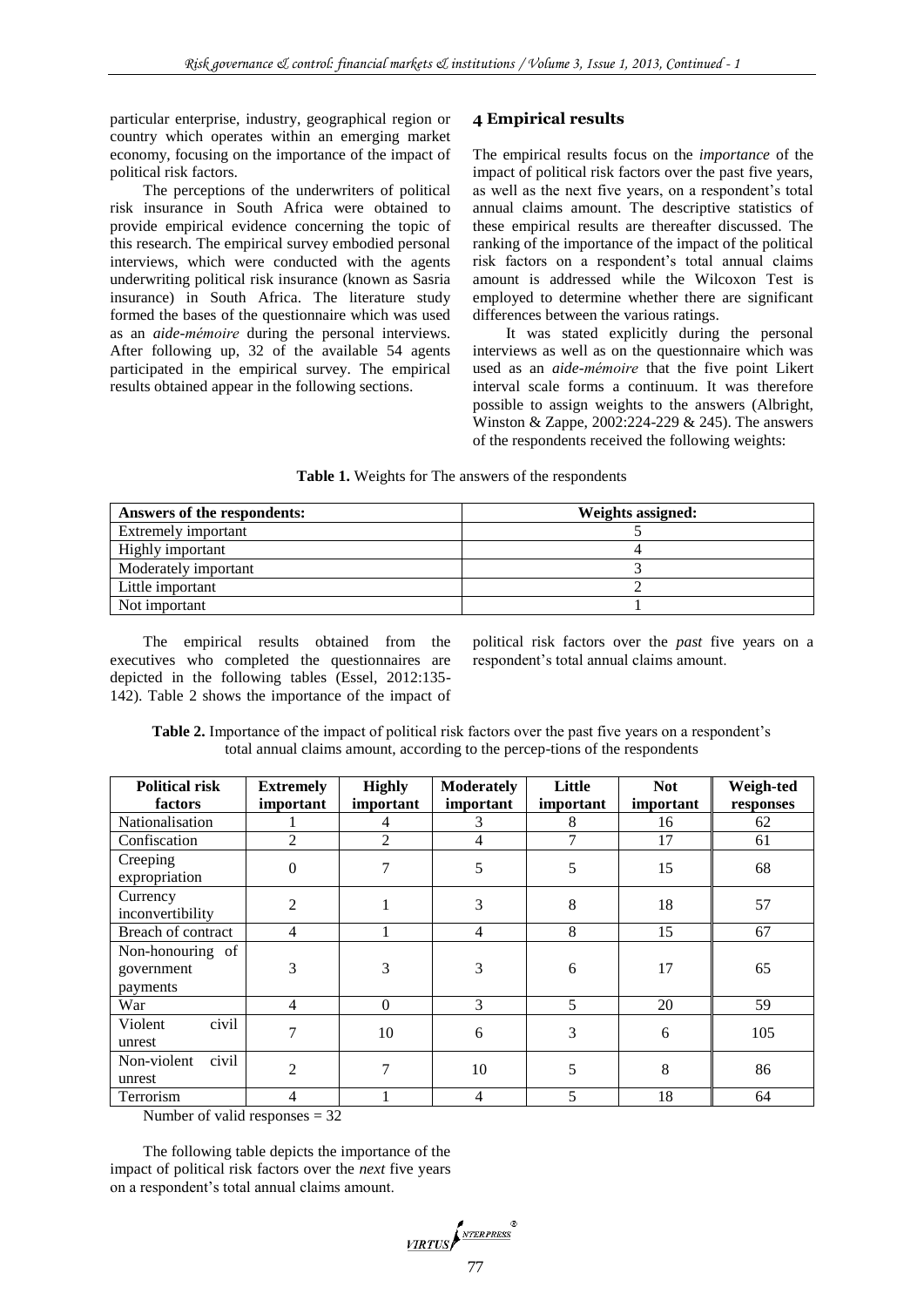particular enterprise, industry, geographical region or country which operates within an emerging market economy, focusing on the importance of the impact of political risk factors.

The perceptions of the underwriters of political risk insurance in South Africa were obtained to provide empirical evidence concerning the topic of this research. The empirical survey embodied personal interviews, which were conducted with the agents underwriting political risk insurance (known as Sasria insurance) in South Africa. The literature study formed the bases of the questionnaire which was used as an *aide-mémoire* during the personal interviews. After following up, 32 of the available 54 agents participated in the empirical survey. The empirical results obtained appear in the following sections.

## 4 Empirical results

The empirical results focus on the *importance* of the impact of political risk factors over the past five years, as well as the next five years, on a respondent's total annual claims amount. The descriptive statistics of these empirical results are thereafter discussed. The ranking of the importance of the impact of the political risk factors on a respondent's total annual claims amount is addressed while the Wilcoxon Test is employed to determine whether there are significant differences between the various ratings.

It was stated explicitly during the personal interviews as well as on the questionnaire which was used as an *aide-mémoire* that the five point Likert interval scale forms a continuum. It was therefore possible to assign weights to the answers (Albright, Winston & Zappe, 2002:224-229 & 245). The answers of the respondents received the following weights:

**Table 1.** Weights for The answers of the respondents

| Answers of the respondents: | Weights assigned: |
|---|---|
| Extremely important | 5 |
| Highly important | 4 |
| Moderately important | 3 |
| Little important | 2 |
| Not important | 1 |

The empirical results obtained from the executives who completed the questionnaires are depicted in the following tables (Essel, 2012:135-142). Table 2 shows the importance of the impact of political risk factors over the *past* five years on a respondent's total annual claims amount.

**Table 2.** Importance of the impact of political risk factors over the past five years on a respondent's total annual claims amount, according to the percep-tions of the respondents

| Political risk factors | Extremely important | Highly important | Moderately important | Little important | Not important | Weigh-ted responses |
|---|---|---|---|---|---|---|
| Nationalisation | 1 | 4 | 3 | 8 | 16 | 62 |
| Confiscation | 2 | 2 | 4 | 7 | 17 | 61 |
| Creeping expropriation | 0 | 7 | 5 | 5 | 15 | 68 |
| Currency inconvertibility | 2 | 1 | 3 | 8 | 18 | 57 |
| Breach of contract | 4 | 1 | 4 | 8 | 15 | 67 |
| Non-honouring of government payments | 3 | 3 | 3 | 6 | 17 | 65 |
| War | 4 | 0 | 3 | 5 | 20 | 59 |
| Violent civil unrest | 7 | 10 | 6 | 3 | 6 | 105 |
| Non-violent civil unrest | 2 | 7 | 10 | 5 | 8 | 86 |
| Terrorism | 4 | 1 | 4 | 5 | 18 | 64 |

Number of valid responses = 32

The following table depicts the importance of the impact of political risk factors over the *next* five years on a respondent's total annual claims amount.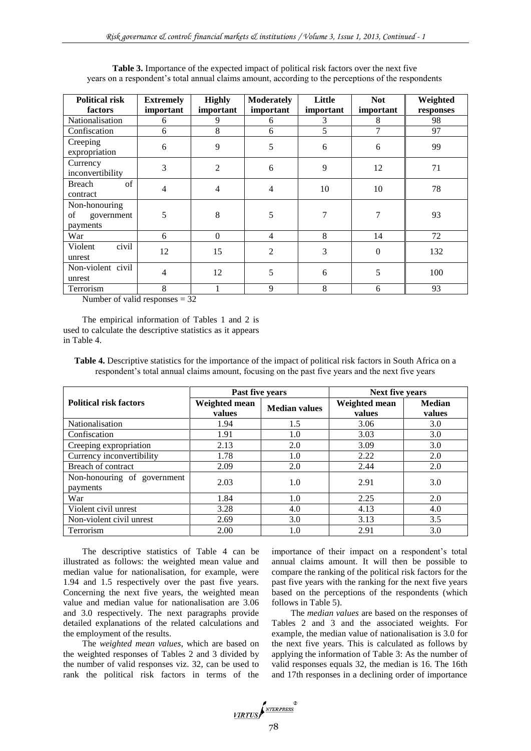**Table 3.** Importance of the expected impact of political risk factors over the next five years on a respondent's total annual claims amount, according to the perceptions of the respondents

| Political risk factors | Extremely important | Highly important | Moderately important | Little important | Not important | Weighted responses |
|---|---|---|---|---|---|---|
| Nationalisation | 6 | 9 | 6 | 3 | 8 | 98 |
| Confiscation | 6 | 8 | 6 | 5 | 7 | 97 |
| Creeping expropriation | 6 | 9 | 5 | 6 | 6 | 99 |
| Currency inconvertibility | 3 | 2 | 6 | 9 | 12 | 71 |
| Breach of contract | 4 | 4 | 4 | 10 | 10 | 78 |
| Non-honouring of government payments | 5 | 8 | 5 | 7 | 7 | 93 |
| War | 6 | 0 | 4 | 8 | 14 | 72 |
| Violent civil unrest | 12 | 15 | 2 | 3 | 0 | 132 |
| Non-violent civil unrest | 4 | 12 | 5 | 6 | 5 | 100 |
| Terrorism | 8 | 1 | 9 | 8 | 6 | 93 |

Number of valid responses = 32

The empirical information of Tables 1 and 2 is used to calculate the descriptive statistics as it appears in Table 4.

**Table 4.** Descriptive statistics for the importance of the impact of political risk factors in South Africa on a respondent's total annual claims amount, focusing on the past five years and the next five years

| Political risk factors | Past five years | | Next five years | |
|---|---|---|---|---|
| | Weighted mean values | Median values | Weighted mean values | Median values |
| Nationalisation | 1.94 | 1.5 | 3.06 | 3.0 |
| Confiscation | 1.91 | 1.0 | 3.03 | 3.0 |
| Creeping expropriation | 2.13 | 2.0 | 3.09 | 3.0 |
| Currency inconvertibility | 1.78 | 1.0 | 2.22 | 2.0 |
| Breach of contract | 2.09 | 2.0 | 2.44 | 2.0 |
| Non-honouring of government payments | 2.03 | 1.0 | 2.91 | 3.0 |
| War | 1.84 | 1.0 | 2.25 | 2.0 |
| Violent civil unrest | 3.28 | 4.0 | 4.13 | 4.0 |
| Non-violent civil unrest | 2.69 | 3.0 | 3.13 | 3.5 |
| Terrorism | 2.00 | 1.0 | 2.91 | 3.0 |

The descriptive statistics of Table 4 can be illustrated as follows: the weighted mean value and median value for nationalisation, for example, were 1.94 and 1.5 respectively over the past five years. Concerning the next five years, the weighted mean value and median value for nationalisation are 3.06 and 3.0 respectively. The next paragraphs provide detailed explanations of the related calculations and the employment of the results.

The *weighted mean values*, which are based on the weighted responses of Tables 2 and 3 divided by the number of valid responses viz. 32, can be used to rank the political risk factors in terms of the importance of their impact on a respondent's total annual claims amount. It will then be possible to compare the ranking of the political risk factors for the past five years with the ranking for the next five years based on the perceptions of the respondents (which follows in Table 5).

The *median values* are based on the responses of Tables 2 and 3 and the associated weights. For example, the median value of nationalisation is 3.0 for the next five years. This is calculated as follows by applying the information of Table 3: As the number of valid responses equals 32, the median is 16. The 16th and 17th responses in a declining order of importance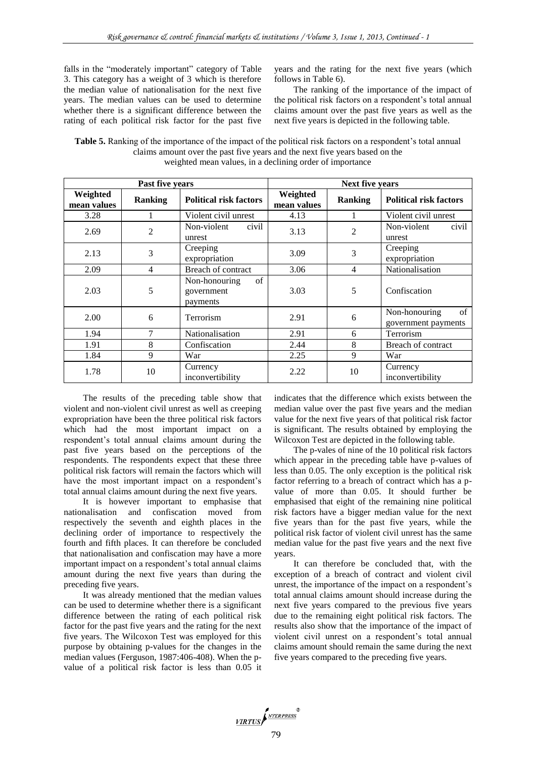falls in the "moderately important" category of Table 3. This category has a weight of 3 which is therefore the median value of nationalisation for the next five years. The median values can be used to determine whether there is a significant difference between the rating of each political risk factor for the past five years and the rating for the next five years (which follows in Table 6).

The ranking of the importance of the impact of the political risk factors on a respondent's total annual claims amount over the past five years as well as the next five years is depicted in the following table.

**Table 5.** Ranking of the importance of the impact of the political risk factors on a respondent's total annual claims amount over the past five years and the next five years based on the weighted mean values, in a declining order of importance

| Past five years | | | Next five years | | |
|---|---|---|---|---|---|
| **Weighted mean values** | **Ranking** | **Political risk factors** | **Weighted mean values** | **Ranking** | **Political risk factors** |
| 3.28 | 1 | Violent civil unrest | 4.13 | 1 | Violent civil unrest |
| 2.69 | 2 | Non-violent civil unrest | 3.13 | 2 | Non-violent civil unrest |
| 2.13 | 3 | Creeping expropriation | 3.09 | 3 | Creeping expropriation |
| 2.09 | 4 | Breach of contract | 3.06 | 4 | Nationalisation |
| 2.03 | 5 | Non-honouring of government payments | 3.03 | 5 | Confiscation |
| 2.00 | 6 | Terrorism | 2.91 | 6 | Non-honouring of government payments |
| 1.94 | 7 | Nationalisation | 2.91 | 6 | Terrorism |
| 1.91 | 8 | Confiscation | 2.44 | 8 | Breach of contract |
| 1.84 | 9 | War | 2.25 | 9 | War |
| 1.78 | 10 | Currency inconvertibility | 2.22 | 10 | Currency inconvertibility |

The results of the preceding table show that violent and non-violent civil unrest as well as creeping expropriation have been the three political risk factors which had the most important impact on a respondent's total annual claims amount during the past five years based on the perceptions of the respondents. The respondents expect that these three political risk factors will remain the factors which will have the most important impact on a respondent's total annual claims amount during the next five years.

It is however important to emphasise that nationalisation and confiscation moved from respectively the seventh and eighth places in the declining order of importance to respectively the fourth and fifth places. It can therefore be concluded that nationalisation and confiscation may have a more important impact on a respondent's total annual claims amount during the next five years than during the preceding five years.

It was already mentioned that the median values can be used to determine whether there is a significant difference between the rating of each political risk factor for the past five years and the rating for the next five years. The Wilcoxon Test was employed for this purpose by obtaining p-values for the changes in the median values (Ferguson, 1987:406-408). When the p-value of a political risk factor is less than 0.05 it indicates that the difference which exists between the median value over the past five years and the median value for the next five years of that political risk factor is significant. The results obtained by employing the Wilcoxon Test are depicted in the following table.

The p-vales of nine of the 10 political risk factors which appear in the preceding table have p-values of less than 0.05. The only exception is the political risk factor referring to a breach of contract which has a p-value of more than 0.05. It should further be emphasised that eight of the remaining nine political risk factors have a bigger median value for the next five years than for the past five years, while the political risk factor of violent civil unrest has the same median value for the past five years and the next five years.

It can therefore be concluded that, with the exception of a breach of contract and violent civil unrest, the importance of the impact on a respondent's total annual claims amount should increase during the next five years compared to the previous five years due to the remaining eight political risk factors. The results also show that the importance of the impact of violent civil unrest on a respondent's total annual claims amount should remain the same during the next five years compared to the preceding five years.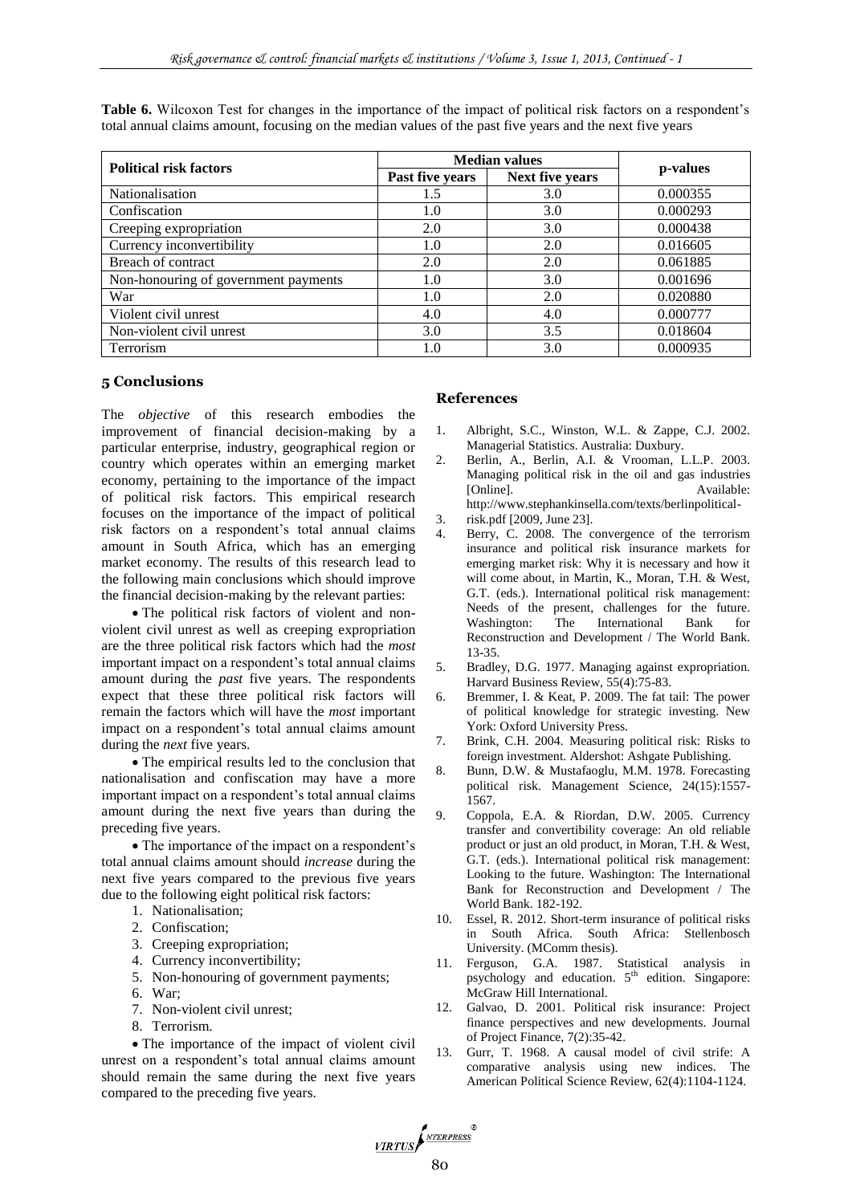**Table 6.** Wilcoxon Test for changes in the importance of the impact of political risk factors on a respondent's total annual claims amount, focusing on the median values of the past five years and the next five years

| Political risk factors | Median values | | p-values |
|---|---|---|---|
| | Past five years | Next five years | |
| Nationalisation | 1.5 | 3.0 | 0.000355 |
| Confiscation | 1.0 | 3.0 | 0.000293 |
| Creeping expropriation | 2.0 | 3.0 | 0.000438 |
| Currency inconvertibility | 1.0 | 2.0 | 0.016605 |
| Breach of contract | 2.0 | 2.0 | 0.061885 |
| Non-honouring of government payments | 1.0 | 3.0 | 0.001696 |
| War | 1.0 | 2.0 | 0.020880 |
| Violent civil unrest | 4.0 | 4.0 | 0.000777 |
| Non-violent civil unrest | 3.0 | 3.5 | 0.018604 |
| Terrorism | 1.0 | 3.0 | 0.000935 |

## 5 Conclusions

The *objective* of this research embodies the improvement of financial decision-making by a particular enterprise, industry, geographical region or country which operates within an emerging market economy, pertaining to the importance of the impact of political risk factors. This empirical research focuses on the importance of the impact of political risk factors on a respondent's total annual claims amount in South Africa, which has an emerging market economy. The results of this research lead to the following main conclusions which should improve the financial decision-making by the relevant parties:

- The political risk factors of violent and non-violent civil unrest as well as creeping expropriation are the three political risk factors which had the *most* important impact on a respondent's total annual claims amount during the *past* five years. The respondents expect that these three political risk factors will remain the factors which will have the *most* important impact on a respondent's total annual claims amount during the *next* five years.
- The empirical results led to the conclusion that nationalisation and confiscation may have a more important impact on a respondent's total annual claims amount during the next five years than during the preceding five years.
- The importance of the impact on a respondent's total annual claims amount should *increase* during the next five years compared to the previous five years due to the following eight political risk factors:
  1. Nationalisation;
  2. Confiscation;
  3. Creeping expropriation;
  4. Currency inconvertibility;
  5. Non-honouring of government payments;
  6. War;
  7. Non-violent civil unrest;
  8. Terrorism.
- The importance of the impact of violent civil unrest on a respondent's total annual claims amount should remain the same during the next five years compared to the preceding five years.

## References

1. Albright, S.C., Winston, W.L. & Zappe, C.J. 2002. Managerial Statistics. Australia: Duxbury.
2. Berlin, A., Berlin, A.I. & Vrooman, L.L.P. 2003. Managing political risk in the oil and gas industries [Online]. Available: http://www.stephankinsella.com/texts/berlinpolitical-
3. risk.pdf [2009, June 23].
4. Berry, C. 2008. The convergence of the terrorism insurance and political risk insurance markets for emerging market risk: Why it is necessary and how it will come about, in Martin, K., Moran, T.H. & West, G.T. (eds.). International political risk management: Needs of the present, challenges for the future. Washington: The International Bank for Reconstruction and Development / The World Bank. 13-35.
5. Bradley, D.G. 1977. Managing against expropriation. Harvard Business Review, 55(4):75-83.
6. Bremmer, I. & Keat, P. 2009. The fat tail: The power of political knowledge for strategic investing. New York: Oxford University Press.
7. Brink, C.H. 2004. Measuring political risk: Risks to foreign investment. Aldershot: Ashgate Publishing.
8. Bunn, D.W. & Mustafaoglu, M.M. 1978. Forecasting political risk. Management Science, 24(15):1557-1567.
9. Coppola, E.A. & Riordan, D.W. 2005. Currency transfer and convertibility coverage: An old reliable product or just an old product, in Moran, T.H. & West, G.T. (eds.). International political risk management: Looking to the future. Washington: The International Bank for Reconstruction and Development / The World Bank. 182-192.
10. Essel, R. 2012. Short-term insurance of political risks in South Africa. South Africa: Stellenbosch University. (MComm thesis).
11. Ferguson, G.A. 1987. Statistical analysis in psychology and education. 5th edition. Singapore: McGraw Hill International.
12. Galvao, D. 2001. Political risk insurance: Project finance perspectives and new developments. Journal of Project Finance, 7(2):35-42.
13. Gurr, T. 1968. A causal model of civil strife: A comparative analysis using new indices. The American Political Science Review, 62(4):1104-1124.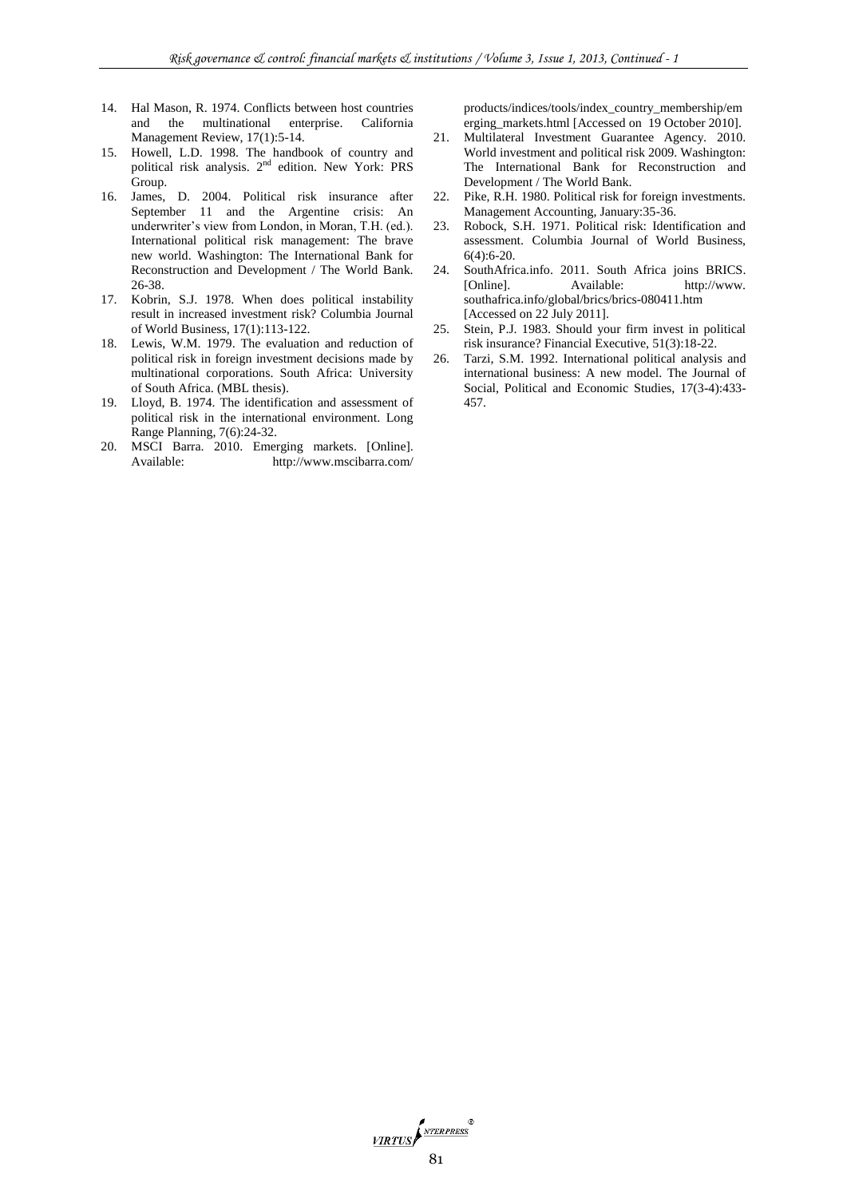14. Hal Mason, R. 1974. Conflicts between host countries and the multinational enterprise. California Management Review, 17(1):5-14.
15. Howell, L.D. 1998. The handbook of country and political risk analysis. 2nd edition. New York: PRS Group.
16. James, D. 2004. Political risk insurance after September 11 and the Argentine crisis: An underwriter's view from London, in Moran, T.H. (ed.). International political risk management: The brave new world. Washington: The International Bank for Reconstruction and Development / The World Bank. 26-38.
17. Kobrin, S.J. 1978. When does political instability result in increased investment risk? Columbia Journal of World Business, 17(1):113-122.
18. Lewis, W.M. 1979. The evaluation and reduction of political risk in foreign investment decisions made by multinational corporations. South Africa: University of South Africa. (MBL thesis).
19. Lloyd, B. 1974. The identification and assessment of political risk in the international environment. Long Range Planning, 7(6):24-32.
20. MSCI Barra. 2010. Emerging markets. [Online]. Available: http://www.mscibarra.com/products/indices/tools/index_country_membership/emerging_markets.html [Accessed on 19 October 2010].
21. Multilateral Investment Guarantee Agency. 2010. World investment and political risk 2009. Washington: The International Bank for Reconstruction and Development / The World Bank.
22. Pike, R.H. 1980. Political risk for foreign investments. Management Accounting, January:35-36.
23. Robock, S.H. 1971. Political risk: Identification and assessment. Columbia Journal of World Business, 6(4):6-20.
24. SouthAfrica.info. 2011. South Africa joins BRICS. [Online]. Available: http://www.southafrica.info/global/brics/brics-080411.htm [Accessed on 22 July 2011].
25. Stein, P.J. 1983. Should your firm invest in political risk insurance? Financial Executive, 51(3):18-22.
26. Tarzi, S.M. 1992. International political analysis and international business: A new model. The Journal of Social, Political and Economic Studies, 17(3-4):433-457.